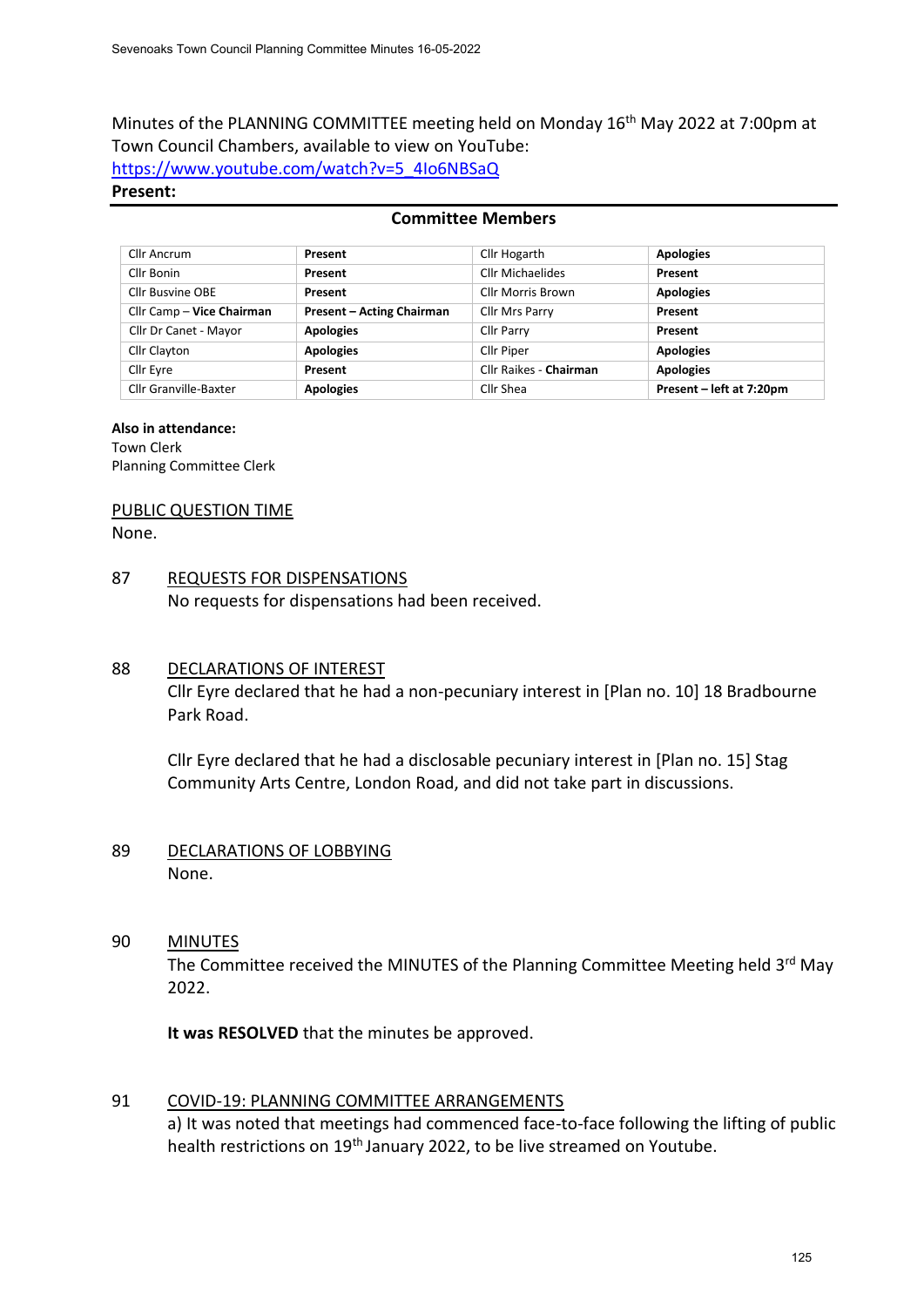Minutes of the PLANNING COMMITTEE meeting held on Monday 16th May 2022 at 7:00pm at Town Council Chambers, available to view on YouTube: https://www.youtube.com/watch?v=5_4Io6NBSaQ

**Present:**

**Committee Members**

| | | | |
|---|---|---|---|
| Cllr Ancrum | **Present** | Cllr Hogarth | **Apologies** |
| Cllr Bonin | **Present** | Cllr Michaelides | **Present** |
| Cllr Busvine OBE | **Present** | Cllr Morris Brown | **Apologies** |
| Cllr Camp – **Vice Chairman** | **Present – Acting Chairman** | Cllr Mrs Parry | **Present** |
| Cllr Dr Canet - Mayor | **Apologies** | Cllr Parry | **Present** |
| Cllr Clayton | **Apologies** | Cllr Piper | **Apologies** |
| Cllr Eyre | **Present** | Cllr Raikes - **Chairman** | **Apologies** |
| Cllr Granville-Baxter | **Apologies** | Cllr Shea | **Present – left at 7:20pm** |

**Also in attendance:**
Town Clerk
Planning Committee Clerk

PUBLIC QUESTION TIME
None.

87 REQUESTS FOR DISPENSATIONS
No requests for dispensations had been received.

88 DECLARATIONS OF INTEREST
Cllr Eyre declared that he had a non-pecuniary interest in [Plan no. 10] 18 Bradbourne Park Road.

Cllr Eyre declared that he had a disclosable pecuniary interest in [Plan no. 15] Stag Community Arts Centre, London Road, and did not take part in discussions.

89 DECLARATIONS OF LOBBYING
None.

90 MINUTES
The Committee received the MINUTES of the Planning Committee Meeting held 3rd May 2022.

**It was RESOLVED** that the minutes be approved.

91 COVID-19: PLANNING COMMITTEE ARRANGEMENTS
a) It was noted that meetings had commenced face-to-face following the lifting of public health restrictions on 19th January 2022, to be live streamed on Youtube.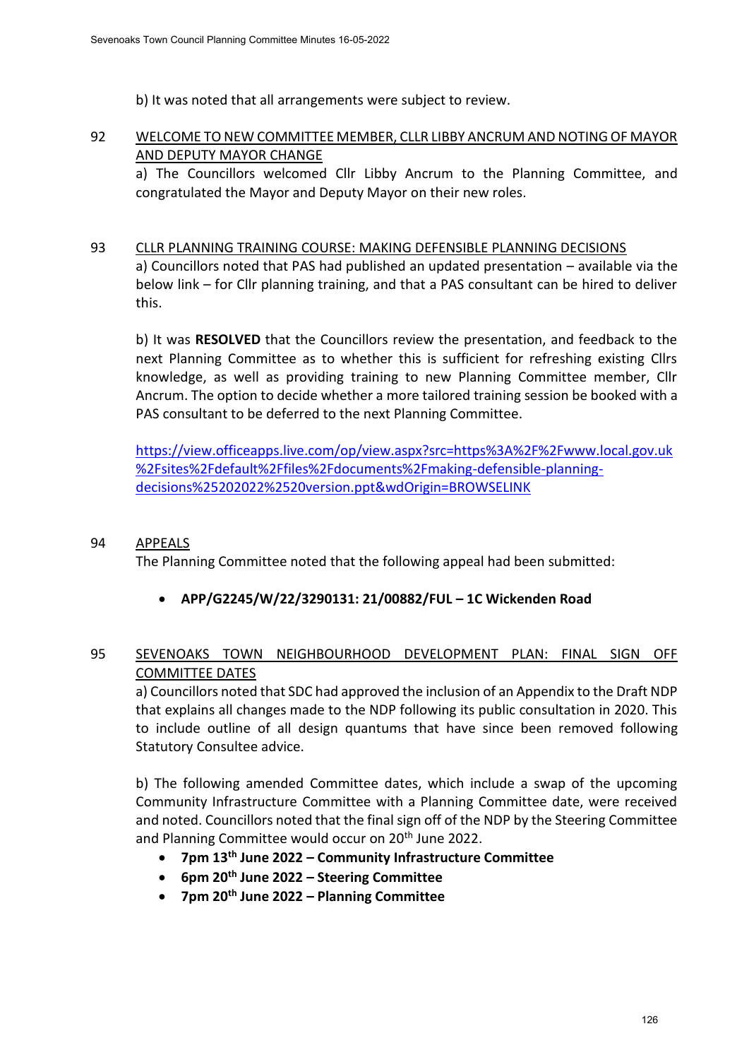b) It was noted that all arrangements were subject to review.

92 WELCOME TO NEW COMMITTEE MEMBER, CLLR LIBBY ANCRUM AND NOTING OF MAYOR AND DEPUTY MAYOR CHANGE

a) The Councillors welcomed Cllr Libby Ancrum to the Planning Committee, and congratulated the Mayor and Deputy Mayor on their new roles.

93 CLLR PLANNING TRAINING COURSE: MAKING DEFENSIBLE PLANNING DECISIONS

a) Councillors noted that PAS had published an updated presentation – available via the below link – for Cllr planning training, and that a PAS consultant can be hired to deliver this.

b) It was **RESOLVED** that the Councillors review the presentation, and feedback to the next Planning Committee as to whether this is sufficient for refreshing existing Cllrs knowledge, as well as providing training to new Planning Committee member, Cllr Ancrum. The option to decide whether a more tailored training session be booked with a PAS consultant to be deferred to the next Planning Committee.

https://view.officeapps.live.com/op/view.aspx?src=https%3A%2F%2Fwww.local.gov.uk%2Fsites%2Fdefault%2Ffiles%2Fdocuments%2Fmaking-defensible-planning-decisions%25202022%2520version.ppt&wdOrigin=BROWSELINK

94 APPEALS

The Planning Committee noted that the following appeal had been submitted:

- **APP/G2245/W/22/3290131: 21/00882/FUL – 1C Wickenden Road**

95 SEVENOAKS TOWN NEIGHBOURHOOD DEVELOPMENT PLAN: FINAL SIGN OFF COMMITTEE DATES

a) Councillors noted that SDC had approved the inclusion of an Appendix to the Draft NDP that explains all changes made to the NDP following its public consultation in 2020. This to include outline of all design quantums that have since been removed following Statutory Consultee advice.

b) The following amended Committee dates, which include a swap of the upcoming Community Infrastructure Committee with a Planning Committee date, were received and noted. Councillors noted that the final sign off of the NDP by the Steering Committee and Planning Committee would occur on 20th June 2022.

- **7pm 13th June 2022 – Community Infrastructure Committee**
- **6pm 20th June 2022 – Steering Committee**
- **7pm 20th June 2022 – Planning Committee**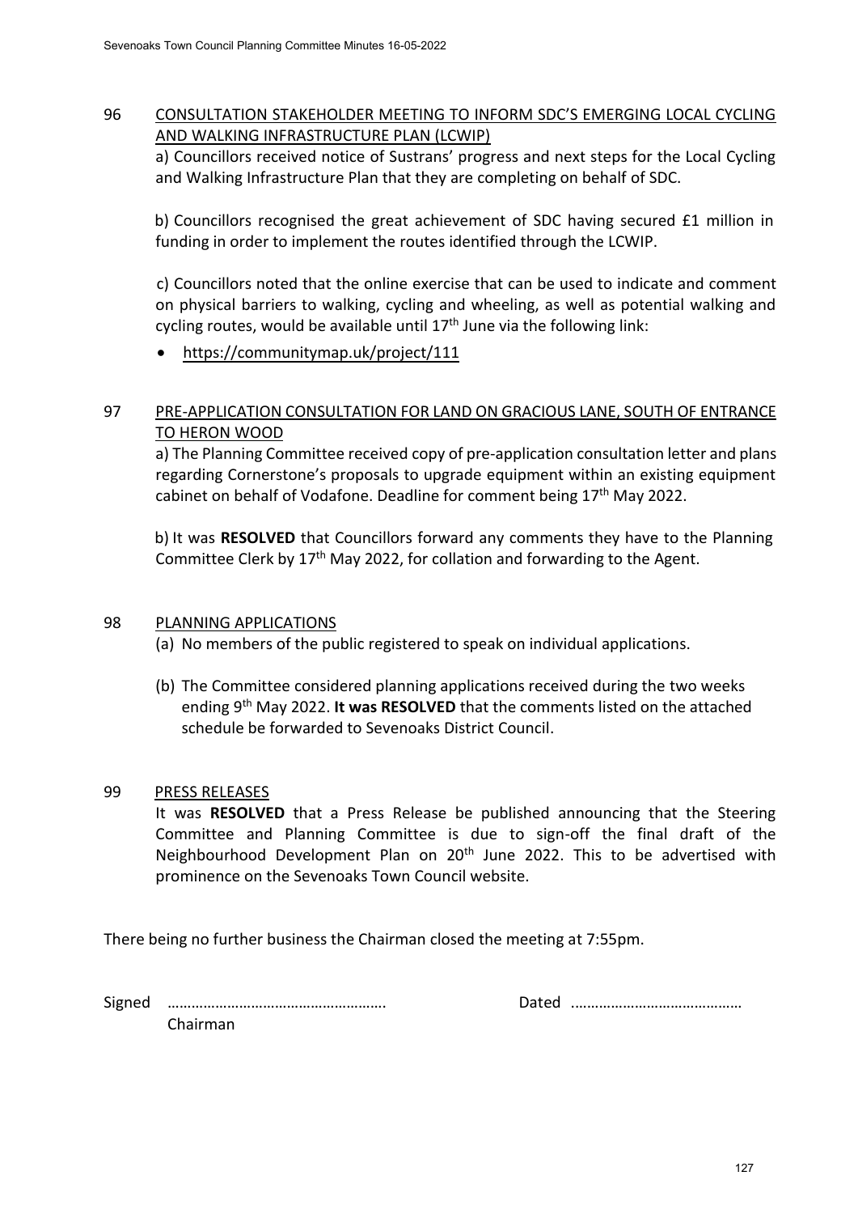96 CONSULTATION STAKEHOLDER MEETING TO INFORM SDC'S EMERGING LOCAL CYCLING AND WALKING INFRASTRUCTURE PLAN (LCWIP)

a) Councillors received notice of Sustrans' progress and next steps for the Local Cycling and Walking Infrastructure Plan that they are completing on behalf of SDC.

b) Councillors recognised the great achievement of SDC having secured £1 million in funding in order to implement the routes identified through the LCWIP.

c) Councillors noted that the online exercise that can be used to indicate and comment on physical barriers to walking, cycling and wheeling, as well as potential walking and cycling routes, would be available until 17th June via the following link:

- https://communitymap.uk/project/111

97 PRE-APPLICATION CONSULTATION FOR LAND ON GRACIOUS LANE, SOUTH OF ENTRANCE TO HERON WOOD

a) The Planning Committee received copy of pre-application consultation letter and plans regarding Cornerstone's proposals to upgrade equipment within an existing equipment cabinet on behalf of Vodafone. Deadline for comment being 17th May 2022.

b) It was **RESOLVED** that Councillors forward any comments they have to the Planning Committee Clerk by 17th May 2022, for collation and forwarding to the Agent.

98 PLANNING APPLICATIONS

(a) No members of the public registered to speak on individual applications.

(b) The Committee considered planning applications received during the two weeks ending 9th May 2022. **It was RESOLVED** that the comments listed on the attached schedule be forwarded to Sevenoaks District Council.

99 PRESS RELEASES

It was **RESOLVED** that a Press Release be published announcing that the Steering Committee and Planning Committee is due to sign-off the final draft of the Neighbourhood Development Plan on 20th June 2022. This to be advertised with prominence on the Sevenoaks Town Council website.

There being no further business the Chairman closed the meeting at 7:55pm.

Signed ………………………………………………. Dated ……………………………………
Chairman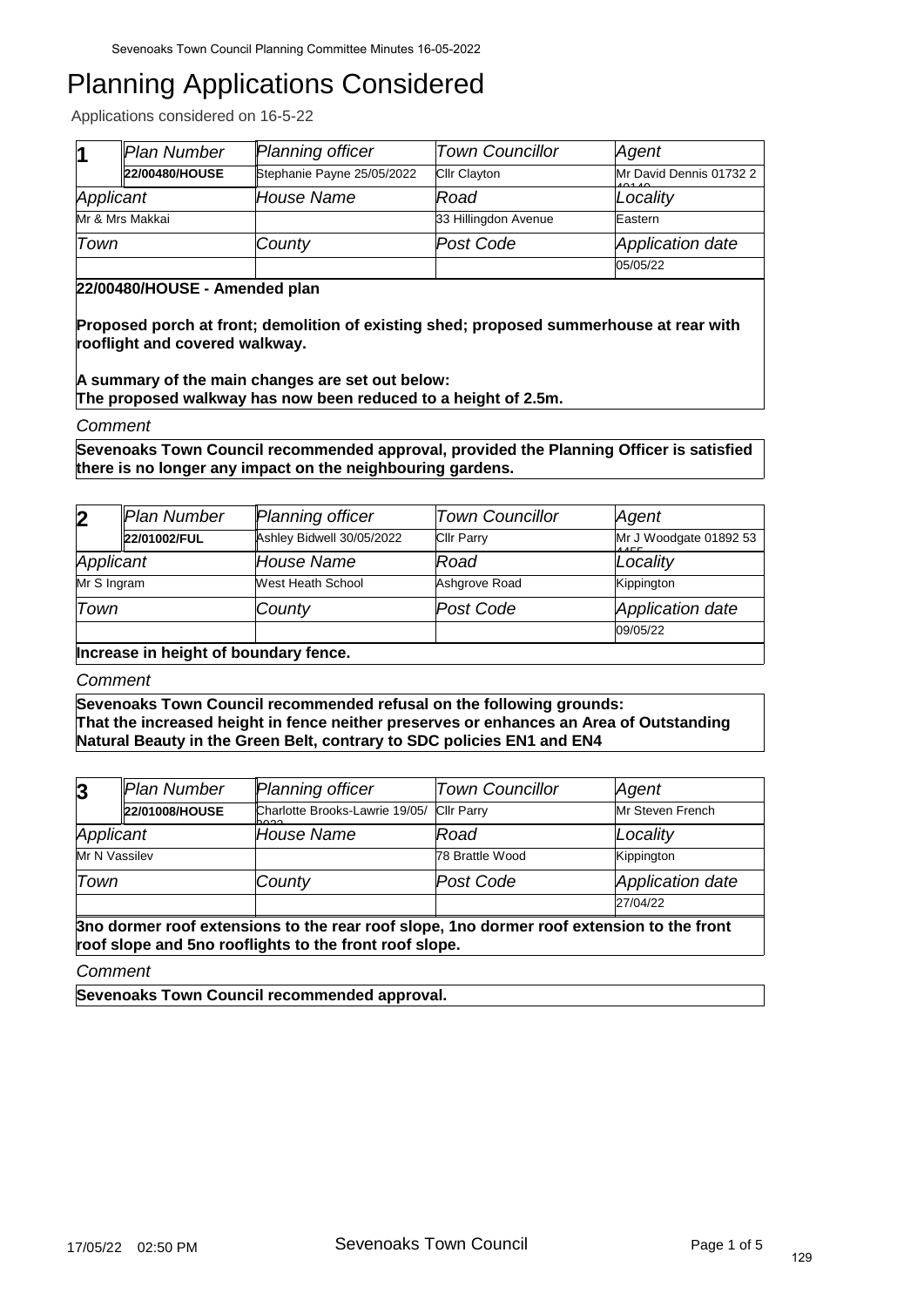# Planning Applications Considered

Applications considered on 16-5-22

| 1 | *Plan Number* | *Planning officer* | *Town Councillor* | *Agent* |
|---|---|---|---|---|
| | **22/00480/HOUSE** | Stephanie Payne 25/05/2022 | Cllr Clayton | Mr David Dennis 01732 2 |
| *Applicant* | | *House Name* | *Road* | *Locality* |
| Mr & Mrs Makkai | | | 33 Hillingdon Avenue | Eastern |
| *Town* | | *County* | *Post Code* | *Application date* |
| | | | | 05/05/22 |

**22/00480/HOUSE - Amended plan**

**Proposed porch at front; demolition of existing shed; proposed summerhouse at rear with rooflight and covered walkway.**

**A summary of the main changes are set out below:**
**The proposed walkway has now been reduced to a height of 2.5m.**

*Comment*

**Sevenoaks Town Council recommended approval, provided the Planning Officer is satisfied there is no longer any impact on the neighbouring gardens.**

| 2 | *Plan Number* | *Planning officer* | *Town Councillor* | *Agent* |
|---|---|---|---|---|
| | **22/01002/FUL** | Ashley Bidwell 30/05/2022 | Cllr Parry | Mr J Woodgate 01892 53 |
| *Applicant* | | *House Name* | *Road* | *Locality* |
| Mr S Ingram | | West Heath School | Ashgrove Road | Kippington |
| *Town* | | *County* | *Post Code* | *Application date* |
| | | | | 09/05/22 |

**Increase in height of boundary fence.**

*Comment*

**Sevenoaks Town Council recommended refusal on the following grounds:**
**That the increased height in fence neither preserves or enhances an Area of Outstanding Natural Beauty in the Green Belt, contrary to SDC policies EN1 and EN4**

| 3 | *Plan Number* | *Planning officer* | *Town Councillor* | *Agent* |
|---|---|---|---|---|
| | **22/01008/HOUSE** | Charlotte Brooks-Lawrie 19/05/ | Cllr Parry | Mr Steven French |
| *Applicant* | | *House Name* | *Road* | *Locality* |
| Mr N Vassilev | | | 78 Brattle Wood | Kippington |
| *Town* | | *County* | *Post Code* | *Application date* |
| | | | | 27/04/22 |

**3no dormer roof extensions to the rear roof slope, 1no dormer roof extension to the front roof slope and 5no rooflights to the front roof slope.**

*Comment*

**Sevenoaks Town Council recommended approval.**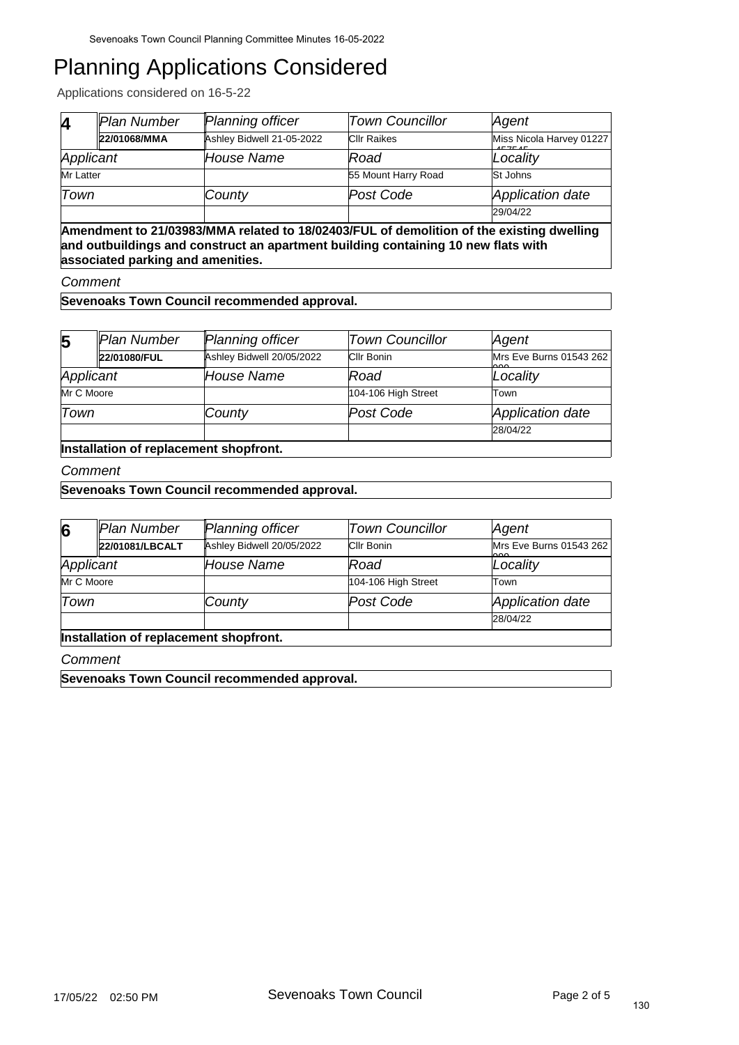# Planning Applications Considered

Applications considered on 16-5-22

| 4 | Plan Number | Planning officer | Town Councillor | Agent |
|---|---|---|---|---|
| | **22/01068/MMA** | Ashley Bidwell 21-05-2022 | Cllr Raikes | Miss Nicola Harvey 01227 457545 |
| Applicant | | House Name | Road | Locality |
| Mr Latter | | | 55 Mount Harry Road | St Johns |
| Town | | County | Post Code | Application date |
| | | | | 29/04/22 |

**Amendment to 21/03983/MMA related to 18/02403/FUL of demolition of the existing dwelling and outbuildings and construct an apartment building containing 10 new flats with associated parking and amenities.**

*Comment*

**Sevenoaks Town Council recommended approval.**

| 5 | Plan Number | Planning officer | Town Councillor | Agent |
|---|---|---|---|---|
| | **22/01080/FUL** | Ashley Bidwell 20/05/2022 | Cllr Bonin | Mrs Eve Burns 01543 262 900 |
| Applicant | | House Name | Road | Locality |
| Mr C Moore | | | 104-106 High Street | Town |
| Town | | County | Post Code | Application date |
| | | | | 28/04/22 |

**Installation of replacement shopfront.**

*Comment*

**Sevenoaks Town Council recommended approval.**

| 6 | Plan Number | Planning officer | Town Councillor | Agent |
|---|---|---|---|---|
| | **22/01081/LBCALT** | Ashley Bidwell 20/05/2022 | Cllr Bonin | Mrs Eve Burns 01543 262 900 |
| Applicant | | House Name | Road | Locality |
| Mr C Moore | | | 104-106 High Street | Town |
| Town | | County | Post Code | Application date |
| | | | | 28/04/22 |

**Installation of replacement shopfront.**

*Comment*

**Sevenoaks Town Council recommended approval.**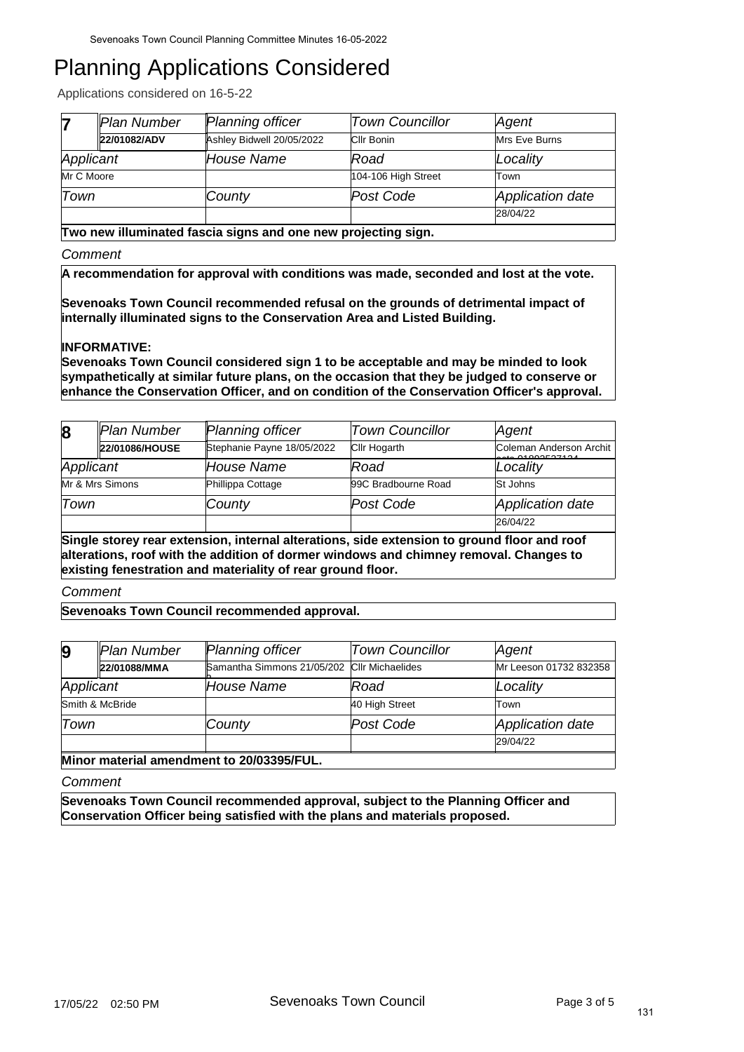# Planning Applications Considered

Applications considered on 16-5-22

| 7 | Plan Number | Planning officer | Town Councillor | Agent |
|---|---|---|---|---|
| | **22/01082/ADV** | Ashley Bidwell 20/05/2022 | Cllr Bonin | Mrs Eve Burns |
| Applicant | | House Name | Road | Locality |
| Mr C Moore | | | 104-106 High Street | Town |
| Town | | County | Post Code | Application date |
| | | | | 28/04/22 |

**Two new illuminated fascia signs and one new projecting sign.**

*Comment*

**A recommendation for approval with conditions was made, seconded and lost at the vote.**

**Sevenoaks Town Council recommended refusal on the grounds of detrimental impact of internally illuminated signs to the Conservation Area and Listed Building.**

**INFORMATIVE:**
**Sevenoaks Town Council considered sign 1 to be acceptable and may be minded to look sympathetically at similar future plans, on the occasion that they be judged to conserve or enhance the Conservation Officer, and on condition of the Conservation Officer's approval.**

| 8 | Plan Number | Planning officer | Town Councillor | Agent |
|---|---|---|---|---|
| | **22/01086/HOUSE** | Stephanie Payne 18/05/2022 | Cllr Hogarth | Coleman Anderson Architects 01892527124 |
| Applicant | | House Name | Road | Locality |
| Mr & Mrs Simons | | Phillippa Cottage | 99C Bradbourne Road | St Johns |
| Town | | County | Post Code | Application date |
| | | | | 26/04/22 |

**Single storey rear extension, internal alterations, side extension to ground floor and roof alterations, roof with the addition of dormer windows and chimney removal. Changes to existing fenestration and materiality of rear ground floor.**

*Comment*

**Sevenoaks Town Council recommended approval.**

| 9 | Plan Number | Planning officer | Town Councillor | Agent |
|---|---|---|---|---|
| | **22/01088/MMA** | Samantha Simmons 21/05/2022 | Cllr Michaelides | Mr Leeson 01732 832358 |
| Applicant | | House Name | Road | Locality |
| Smith & McBride | | | 40 High Street | Town |
| Town | | County | Post Code | Application date |
| | | | | 29/04/22 |

**Minor material amendment to 20/03395/FUL.**

*Comment*

**Sevenoaks Town Council recommended approval, subject to the Planning Officer and Conservation Officer being satisfied with the plans and materials proposed.**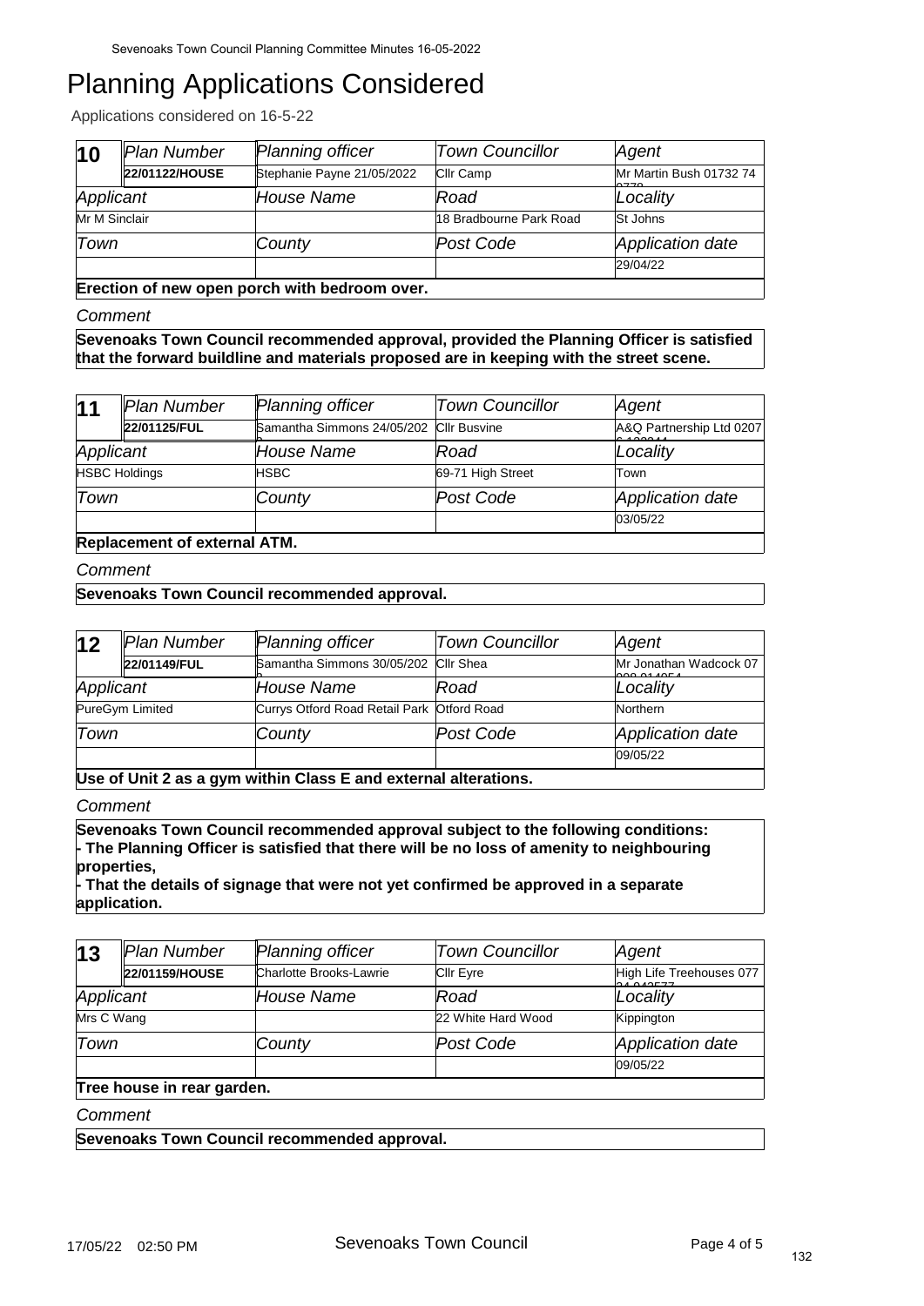# Planning Applications Considered

Applications considered on 16-5-22

| 10 | Plan Number | Planning officer | Town Councillor | Agent |
|---|---|---|---|---|
| | 22/01122/HOUSE | Stephanie Payne 21/05/2022 | Cllr Camp | Mr Martin Bush 01732 74 0778 |
| Applicant | | House Name | Road | Locality |
| Mr M Sinclair | | | 18 Bradbourne Park Road | St Johns |
| Town | | County | Post Code | Application date |
| | | | | 29/04/22 |

**Erection of new open porch with bedroom over.**

*Comment*

**Sevenoaks Town Council recommended approval, provided the Planning Officer is satisfied that the forward buildline and materials proposed are in keeping with the street scene.**

| 11 | Plan Number | Planning officer | Town Councillor | Agent |
|---|---|---|---|---|
| | 22/01125/FUL | Samantha Simmons 24/05/202 2 | Cllr Busvine | A&Q Partnership Ltd 0207 6 138844 |
| Applicant | | House Name | Road | Locality |
| HSBC Holdings | | HSBC | 69-71 High Street | Town |
| Town | | County | Post Code | Application date |
| | | | | 03/05/22 |

**Replacement of external ATM.**

*Comment*

**Sevenoaks Town Council recommended approval.**

| 12 | Plan Number | Planning officer | Town Councillor | Agent |
|---|---|---|---|---|
| | 22/01149/FUL | Samantha Simmons 30/05/202 2 | Cllr Shea | Mr Jonathan Wadcock 07 900 014054 |
| Applicant | | House Name | Road | Locality |
| PureGym Limited | | Currys Otford Road Retail Park | Otford Road | Northern |
| Town | | County | Post Code | Application date |
| | | | | 09/05/22 |

**Use of Unit 2 as a gym within Class E and external alterations.**

*Comment*

**Sevenoaks Town Council recommended approval subject to the following conditions:**
**- The Planning Officer is satisfied that there will be no loss of amenity to neighbouring properties,**
**- That the details of signage that were not yet confirmed be approved in a separate application.**

| 13 | Plan Number | Planning officer | Town Councillor | Agent |
|---|---|---|---|---|
| | 22/01159/HOUSE | Charlotte Brooks-Lawrie | Cllr Eyre | High Life Treehouses 077 24 043577 |
| Applicant | | House Name | Road | Locality |
| Mrs C Wang | | | 22 White Hard Wood | Kippington |
| Town | | County | Post Code | Application date |
| | | | | 09/05/22 |

**Tree house in rear garden.**

*Comment*

**Sevenoaks Town Council recommended approval.**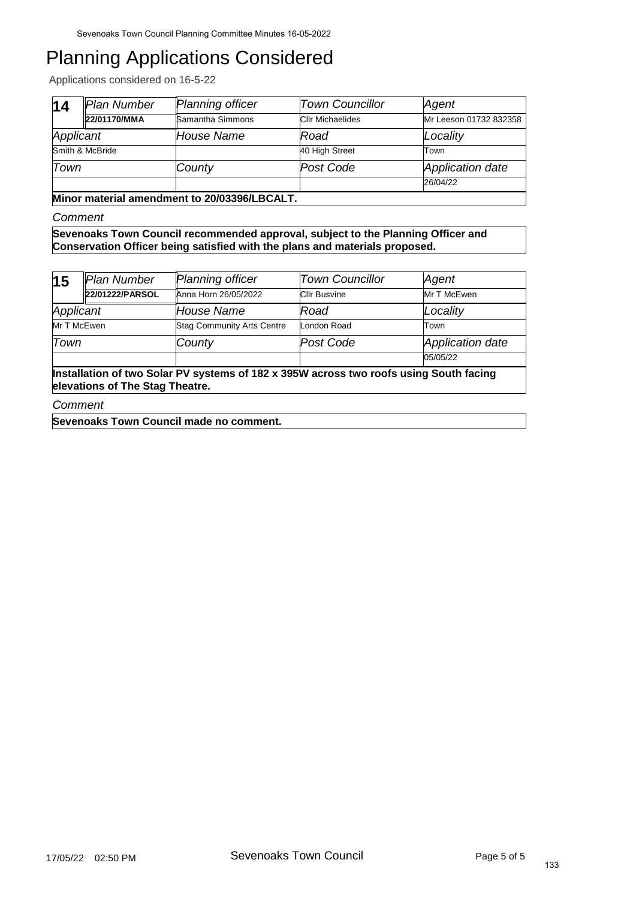# Planning Applications Considered

Applications considered on 16-5-22

| 14 | *Plan Number* | *Planning officer* | *Town Councillor* | *Agent* |
|---|---|---|---|---|
| | **22/01170/MMA** | Samantha Simmons | Cllr Michaelides | Mr Leeson 01732 832358 |
| *Applicant* | | *House Name* | *Road* | *Locality* |
| Smith & McBride | | | 40 High Street | Town |
| *Town* | | *County* | *Post Code* | *Application date* |
| | | | | 26/04/22 |

**Minor material amendment to 20/03396/LBCALT.**

*Comment*

**Sevenoaks Town Council recommended approval, subject to the Planning Officer and Conservation Officer being satisfied with the plans and materials proposed.**

| 15 | *Plan Number* | *Planning officer* | *Town Councillor* | *Agent* |
|---|---|---|---|---|
| | **22/01222/PARSOL** | Anna Horn 26/05/2022 | Cllr Busvine | Mr T McEwen |
| *Applicant* | | *House Name* | *Road* | *Locality* |
| Mr T McEwen | | Stag Community Arts Centre | London Road | Town |
| *Town* | | *County* | *Post Code* | *Application date* |
| | | | | 05/05/22 |

**Installation of two Solar PV systems of 182 x 395W across two roofs using South facing elevations of The Stag Theatre.**

*Comment*

**Sevenoaks Town Council made no comment.**